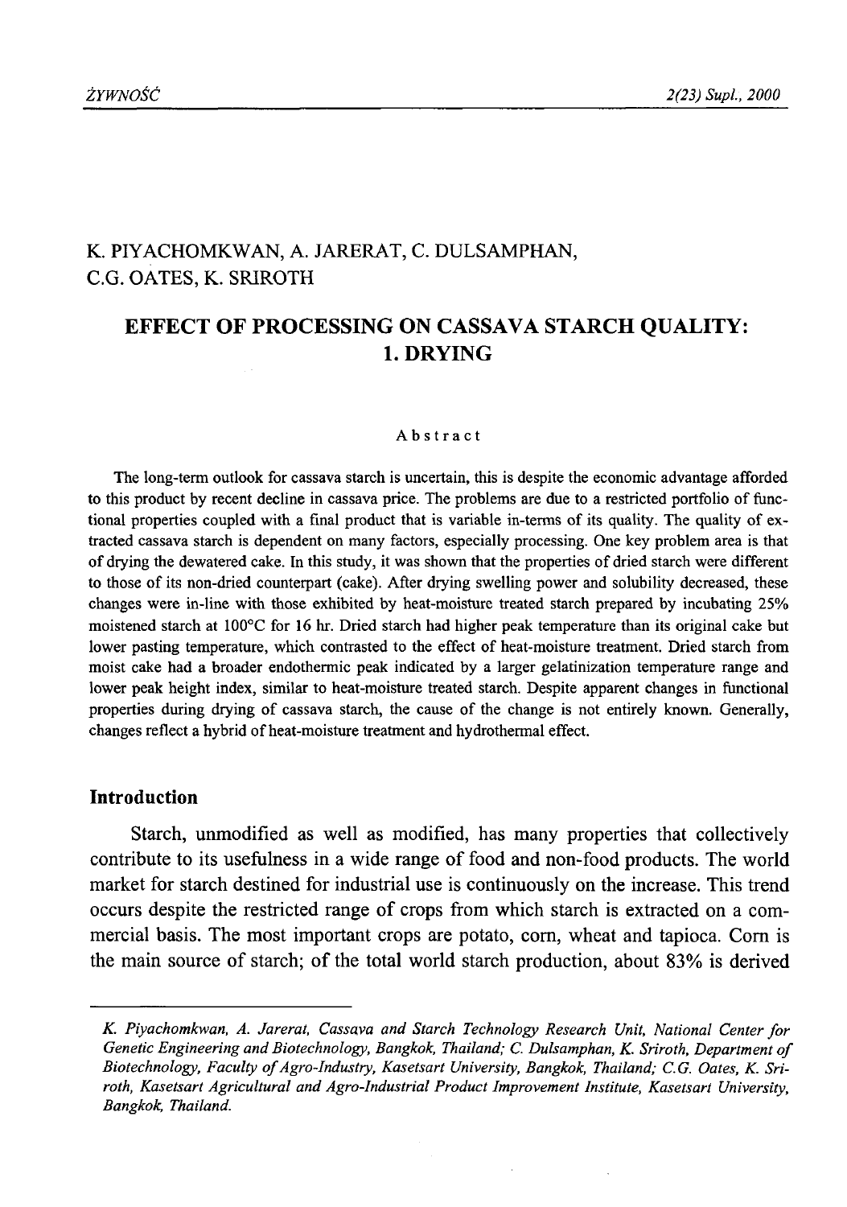K. PIYACHOMKWAN, A. JARERAT, C. DULSAMPHAN, C.G. OATES, K. SRIROTH

# EFFECT OF PROCESSING ON CASSAVA STARCH QUALITY: 1. DRYING

### Abstract

The long-term outlook for cassava starch is uncertain, this is despite the economic advantage afforded to this product by recent decline in cassava price. The problems are due to a restricted portfolio of functional properties coupled with a final product that is variable in-terms of its quality. The quality of extracted cassava starch is dependent on many factors, especially processing. One key problem area is that of drying the dewatered cake. In this study, it was shown that the properties of dried starch were different to those of its non-dried counterpart (cake). After drying swelling power and solubility decreased, these changes were in-line with those exhibited by heat-moisture treated starch prepared by incubating 25% moistened starch at 100°C for 16 hr. Dried starch had higher peak temperature than its original cake but lower pasting temperature, which contrasted to the effect of heat-moisture treatment. Dried starch from moist cake had a broader endothermic peak indicated by a larger gelatinization temperature range and lower peak height index, similar to heat-moisture treated starch. Despite apparent changes in functional properties during drying of cassava starch, the cause of the change is not entirely known. Generally, changes reflect a hybrid of heat-moisture treatment and hydrothermal effect.

## Introduction

Starch, unmodified as well as modified, has many properties that collectively contribute to its usefulness in a wide range of food and non-food products. The world market for starch destined for industrial use is continuously on the increase. This trend occurs despite the restricted range of crops from which starch is extracted on a commercial basis. The most important crops are potato, corn, wheat and tapioca. Corn is the main source of starch; of the total world starch production, about 83% is derived

---

*K. Piyachomkwan, A. Jarerat, Cassava and Starch Technology Research Unit, National Center for Genetic Engineering and Biotechnology, Bangkok, Thailand; C. Dulsamphan, K. Sriroth, Department of Biotechnology, Faculty of Agro-Industry, Kasetsart University, Bangkok, Thailand; C.G. Oates, K. Sriroth, Kasetsart Agricultural and Agro-Industrial Product Improvement Institute, Kasetsart University, Bangkok, Thailand.*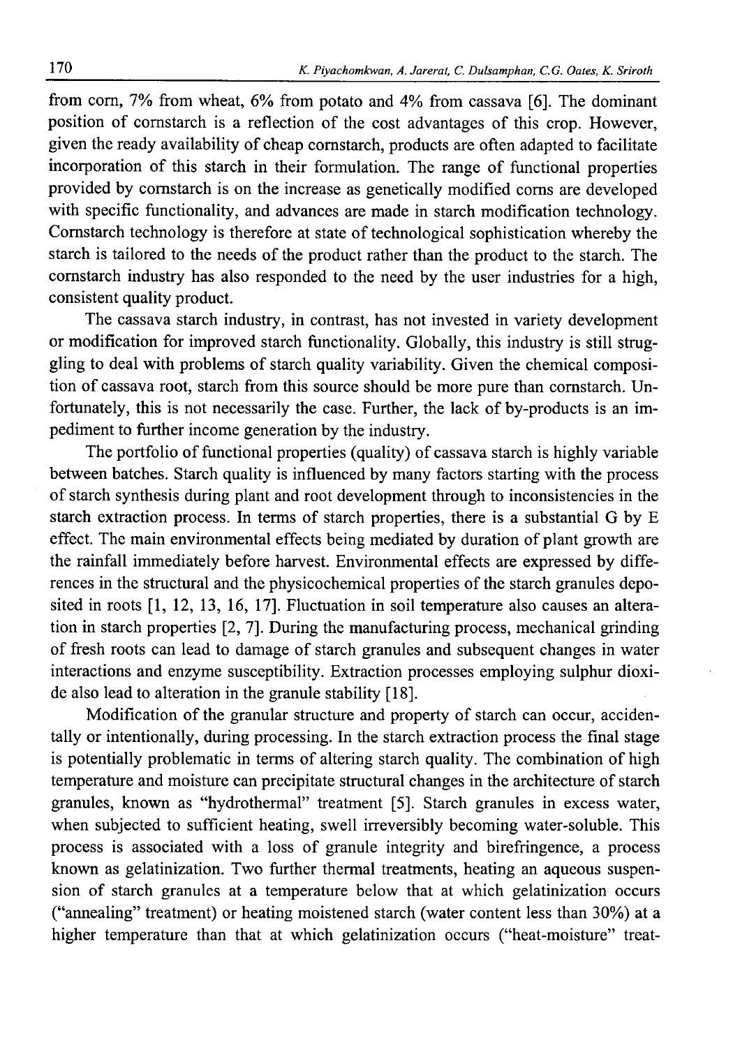from corn, 7% from wheat, 6% from potato and 4% from cassava [6]. The dominant position of cornstarch is a reflection of the cost advantages of this crop. However, given the ready availability of cheap cornstarch, products are often adapted to facilitate incorporation of this starch in their formulation. The range of functional properties provided by cornstarch is on the increase as genetically modified corns are developed with specific functionality, and advances are made in starch modification technology. Cornstarch technology is therefore at state of technological sophistication whereby the starch is tailored to the needs of the product rather than the product to the starch. The cornstarch industry has also responded to the need by the user industries for a high, consistent quality product.

The cassava starch industry, in contrast, has not invested in variety development or modification for improved starch functionality. Globally, this industry is still struggling to deal with problems of starch quality variability. Given the chemical composition of cassava root, starch from this source should be more pure than cornstarch. Unfortunately, this is not necessarily the case. Further, the lack of by-products is an impediment to further income generation by the industry.

The portfolio of functional properties (quality) of cassava starch is highly variable between batches. Starch quality is influenced by many factors starting with the process of starch synthesis during plant and root development through to inconsistencies in the starch extraction process. In terms of starch properties, there is a substantial G by E effect. The main environmental effects being mediated by duration of plant growth are the rainfall immediately before harvest. Environmental effects are expressed by differences in the structural and the physicochemical properties of the starch granules deposited in roots [1, 12, 13, 16, 17]. Fluctuation in soil temperature also causes an alteration in starch properties [2, 7]. During the manufacturing process, mechanical grinding of fresh roots can lead to damage of starch granules and subsequent changes in water interactions and enzyme susceptibility. Extraction processes employing sulphur dioxide also lead to alteration in the granule stability [18].

Modification of the granular structure and property of starch can occur, accidentally or intentionally, during processing. In the starch extraction process the final stage is potentially problematic in terms of altering starch quality. The combination of high temperature and moisture can precipitate structural changes in the architecture of starch granules, known as "hydrothermal" treatment [5]. Starch granules in excess water, when subjected to sufficient heating, swell irreversibly becoming water-soluble. This process is associated with a loss of granule integrity and birefringence, a process known as gelatinization. Two further thermal treatments, heating an aqueous suspension of starch granules at a temperature below that at which gelatinization occurs ("annealing" treatment) or heating moistened starch (water content less than 30%) at a higher temperature than that at which gelatinization occurs ("heat-moisture" treat-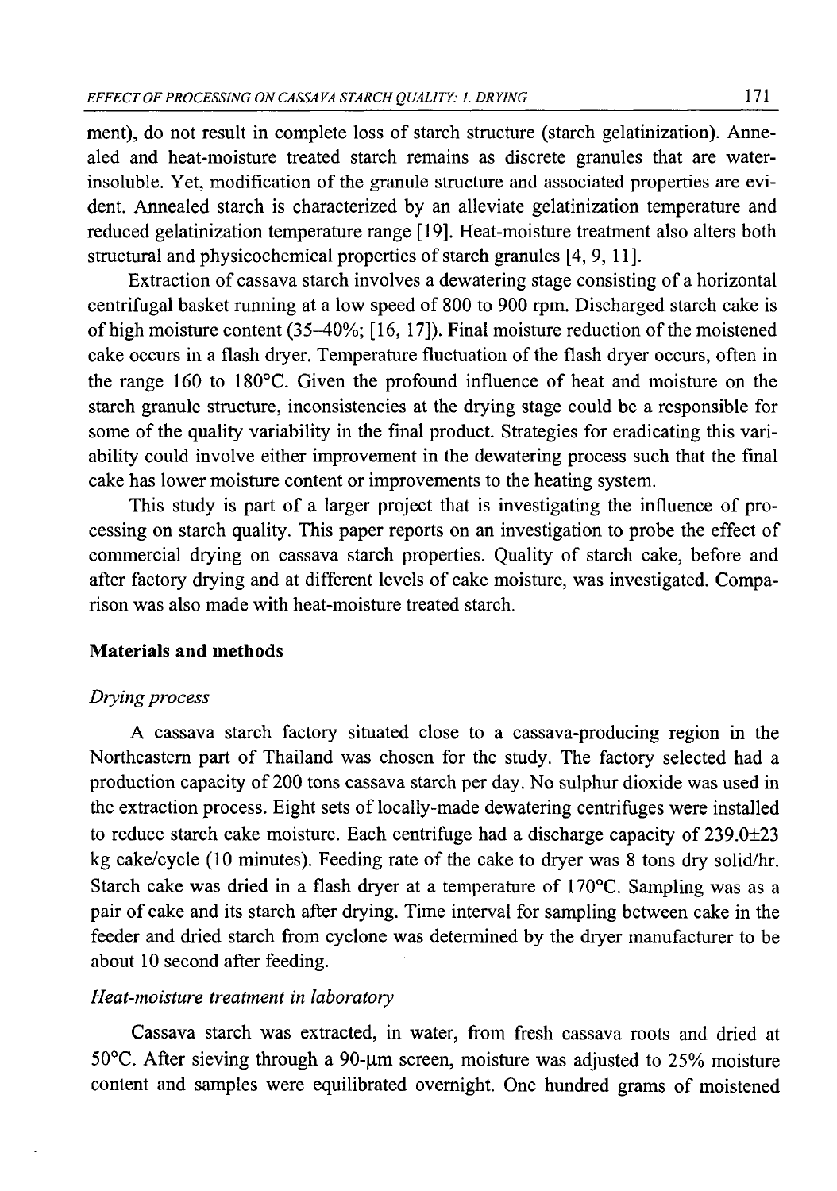ment), do not result in complete loss of starch structure (starch gelatinization). Annealed and heat-moisture treated starch remains as discrete granules that are water-insoluble. Yet, modification of the granule structure and associated properties are evident. Annealed starch is characterized by an alleviate gelatinization temperature and reduced gelatinization temperature range [19]. Heat-moisture treatment also alters both structural and physicochemical properties of starch granules [4, 9, 11].

Extraction of cassava starch involves a dewatering stage consisting of a horizontal centrifugal basket running at a low speed of 800 to 900 rpm. Discharged starch cake is of high moisture content (35–40%; [16, 17]). Final moisture reduction of the moistened cake occurs in a flash dryer. Temperature fluctuation of the flash dryer occurs, often in the range 160 to 180°C. Given the profound influence of heat and moisture on the starch granule structure, inconsistencies at the drying stage could be a responsible for some of the quality variability in the final product. Strategies for eradicating this variability could involve either improvement in the dewatering process such that the final cake has lower moisture content or improvements to the heating system.

This study is part of a larger project that is investigating the influence of processing on starch quality. This paper reports on an investigation to probe the effect of commercial drying on cassava starch properties. Quality of starch cake, before and after factory drying and at different levels of cake moisture, was investigated. Comparison was also made with heat-moisture treated starch.

## Materials and methods

### *Drying process*

A cassava starch factory situated close to a cassava-producing region in the Northeastern part of Thailand was chosen for the study. The factory selected had a production capacity of 200 tons cassava starch per day. No sulphur dioxide was used in the extraction process. Eight sets of locally-made dewatering centrifuges were installed to reduce starch cake moisture. Each centrifuge had a discharge capacity of 239.0±23 kg cake/cycle (10 minutes). Feeding rate of the cake to dryer was 8 tons dry solid/hr. Starch cake was dried in a flash dryer at a temperature of 170°C. Sampling was as a pair of cake and its starch after drying. Time interval for sampling between cake in the feeder and dried starch from cyclone was determined by the dryer manufacturer to be about 10 second after feeding.

### *Heat-moisture treatment in laboratory*

Cassava starch was extracted, in water, from fresh cassava roots and dried at 50°C. After sieving through a 90-μm screen, moisture was adjusted to 25% moisture content and samples were equilibrated overnight. One hundred grams of moistened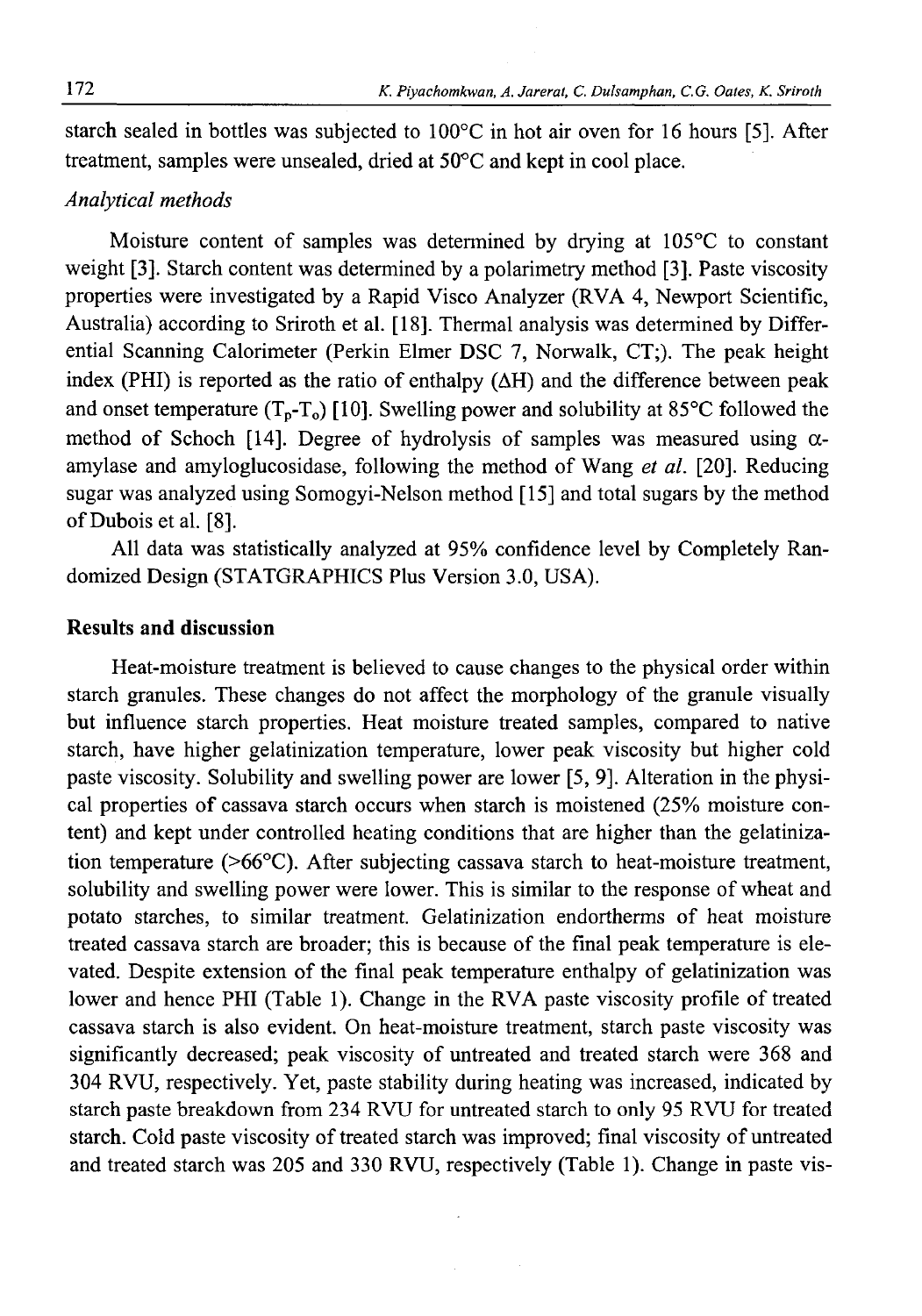starch sealed in bottles was subjected to 100°C in hot air oven for 16 hours [5]. After treatment, samples were unsealed, dried at 50°C and kept in cool place.

*Analytical methods*

Moisture content of samples was determined by drying at 105°C to constant weight [3]. Starch content was determined by a polarimetry method [3]. Paste viscosity properties were investigated by a Rapid Visco Analyzer (RVA 4, Newport Scientific, Australia) according to Sriroth et al. [18]. Thermal analysis was determined by Differential Scanning Calorimeter (Perkin Elmer DSC 7, Norwalk, CT;). The peak height index (PHI) is reported as the ratio of enthalpy ($\Delta H$) and the difference between peak and onset temperature ($T_p$-$T_o$) [10]. Swelling power and solubility at 85°C followed the method of Schoch [14]. Degree of hydrolysis of samples was measured using $\alpha$-amylase and amyloglucosidase, following the method of Wang *et al.* [20]. Reducing sugar was analyzed using Somogyi-Nelson method [15] and total sugars by the method of Dubois et al. [8].

All data was statistically analyzed at 95% confidence level by Completely Randomized Design (STATGRAPHICS Plus Version 3.0, USA).

## Results and discussion

Heat-moisture treatment is believed to cause changes to the physical order within starch granules. These changes do not affect the morphology of the granule visually but influence starch properties. Heat moisture treated samples, compared to native starch, have higher gelatinization temperature, lower peak viscosity but higher cold paste viscosity. Solubility and swelling power are lower [5, 9]. Alteration in the physical properties of cassava starch occurs when starch is moistened (25% moisture content) and kept under controlled heating conditions that are higher than the gelatinization temperature (>66°C). After subjecting cassava starch to heat-moisture treatment, solubility and swelling power were lower. This is similar to the response of wheat and potato starches, to similar treatment. Gelatinization endortherms of heat moisture treated cassava starch are broader; this is because of the final peak temperature is elevated. Despite extension of the final peak temperature enthalpy of gelatinization was lower and hence PHI (Table 1). Change in the RVA paste viscosity profile of treated cassava starch is also evident. On heat-moisture treatment, starch paste viscosity was significantly decreased; peak viscosity of untreated and treated starch were 368 and 304 RVU, respectively. Yet, paste stability during heating was increased, indicated by starch paste breakdown from 234 RVU for untreated starch to only 95 RVU for treated starch. Cold paste viscosity of treated starch was improved; final viscosity of untreated and treated starch was 205 and 330 RVU, respectively (Table 1). Change in paste vis-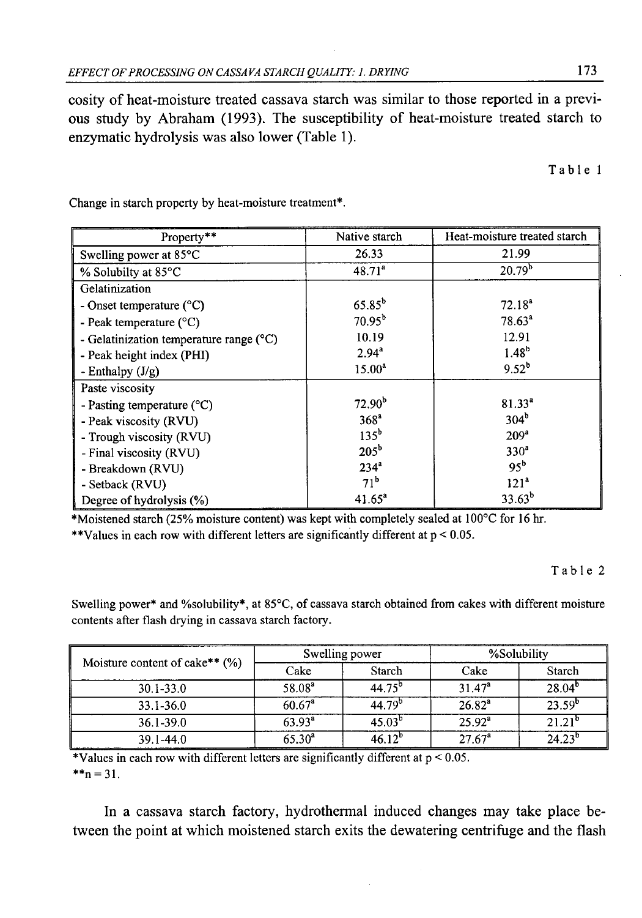cosity of heat-moisture treated cassava starch was similar to those reported in a previous study by Abraham (1993). The susceptibility of heat-moisture treated starch to enzymatic hydrolysis was also lower (Table 1).

Table 1

Change in starch property by heat-moisture treatment*.

| Property** | Native starch | Heat-moisture treated starch |
|---|---|---|
| Swelling power at 85°C | 26.33 | 21.99 |
| % Solubilty at 85°C | 48.71[a] | 20.79[b] |
| Gelatinization | | |
| - Onset temperature (°C) | 65.85[b] | 72.18[a] |
| - Peak temperature (°C) | 70.95[b] | 78.63[a] |
| - Gelatinization temperature range (°C) | 10.19 | 12.91 |
| - Peak height index (PHI) | 2.94[a] | 1.48[b] |
| - Enthalpy (J/g) | 15.00[a] | 9.52[b] |
| Paste viscosity | | |
| - Pasting temperature (°C) | 72.90[b] | 81.33[a] |
| - Peak viscosity (RVU) | 368[a] | 304[b] |
| - Trough viscosity (RVU) | 135[b] | 209[a] |
| - Final viscosity (RVU) | 205[b] | 330[a] |
| - Breakdown (RVU) | 234[a] | 95[b] |
| - Setback (RVU) | 71[b] | 121[a] |
| Degree of hydrolysis (%) | 41.65[a] | 33.63[b] |

*Moistened starch (25% moisture content) was kept with completely sealed at 100°C for 16 hr.
**Values in each row with different letters are significantly different at $p < 0.05$.

Table 2

Swelling power* and %solubility*, at 85°C, of cassava starch obtained from cakes with different moisture contents after flash drying in cassava starch factory.

| Moisture content of cake** (%) | Swelling power | | %Solubility | |
|---|---|---|---|---|
| | Cake | Starch | Cake | Starch |
| 30.1-33.0 | 58.08[a] | 44.75[b] | 31.47[a] | 28.04[b] |
| 33.1-36.0 | 60.67[a] | 44.79[b] | 26.82[a] | 23.59[b] |
| 36.1-39.0 | 63.93[a] | 45.03[b] | 25.92[a] | 21.21[b] |
| 39.1-44.0 | 65.30[a] | 46.12[b] | 27.67[a] | 24.23[b] |

*Values in each row with different letters are significantly different at $p < 0.05$.
**n = 31.

In a cassava starch factory, hydrothermal induced changes may take place between the point at which moistened starch exits the dewatering centrifuge and the flash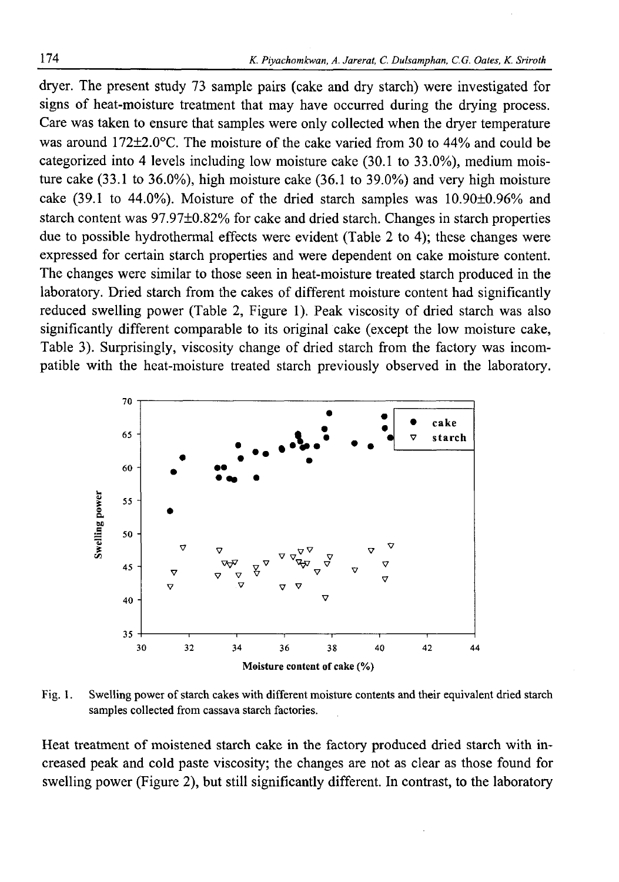dryer. The present study 73 sample pairs (cake and dry starch) were investigated for signs of heat-moisture treatment that may have occurred during the drying process. Care was taken to ensure that samples were only collected when the dryer temperature was around 172±2.0°C. The moisture of the cake varied from 30 to 44% and could be categorized into 4 levels including low moisture cake (30.1 to 33.0%), medium moisture cake (33.1 to 36.0%), high moisture cake (36.1 to 39.0%) and very high moisture cake (39.1 to 44.0%). Moisture of the dried starch samples was 10.90±0.96% and starch content was 97.97±0.82% for cake and dried starch. Changes in starch properties due to possible hydrothermal effects were evident (Table 2 to 4); these changes were expressed for certain starch properties and were dependent on cake moisture content. The changes were similar to those seen in heat-moisture treated starch produced in the laboratory. Dried starch from the cakes of different moisture content had significantly reduced swelling power (Table 2, Figure 1). Peak viscosity of dried starch was also significantly different comparable to its original cake (except the low moisture cake, Table 3). Surprisingly, viscosity change of dried starch from the factory was incompatible with the heat-moisture treated starch previously observed in the laboratory.

Fig. 1. Swelling power of starch cakes with different moisture contents and their equivalent dried starch samples collected from cassava starch factories.

Heat treatment of moistened starch cake in the factory produced dried starch with increased peak and cold paste viscosity; the changes are not as clear as those found for swelling power (Figure 2), but still significantly different. In contrast, to the laboratory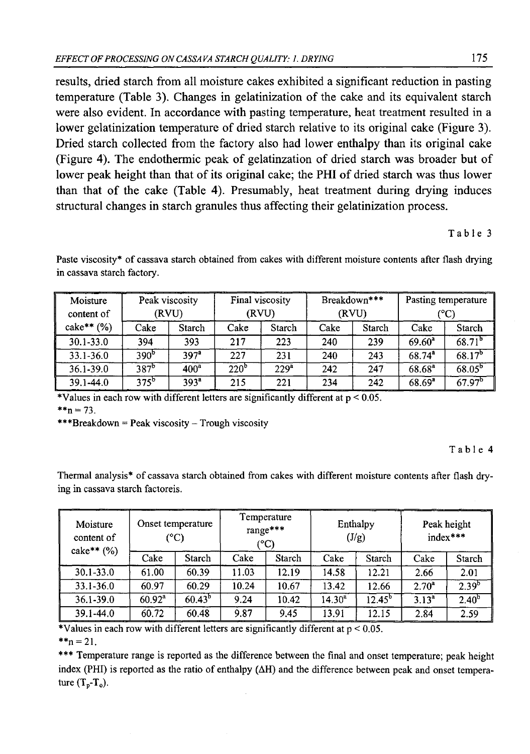results, dried starch from all moisture cakes exhibited a significant reduction in pasting temperature (Table 3). Changes in gelatinization of the cake and its equivalent starch were also evident. In accordance with pasting temperature, heat treatment resulted in a lower gelatinization temperature of dried starch relative to its original cake (Figure 3). Dried starch collected from the factory also had lower enthalpy than its original cake (Figure 4). The endothermic peak of gelatinzation of dried starch was broader but of lower peak height than that of its original cake; the PHI of dried starch was thus lower than that of the cake (Table 4). Presumably, heat treatment during drying induces structural changes in starch granules thus affecting their gelatinization process.

Table 3

Paste viscosity* of cassava starch obtained from cakes with different moisture contents after flash drying in cassava starch factory.

| Moisture content of cake** (%) | Peak viscosity (RVU) | | Final viscosity (RVU) | | Breakdown*** (RVU) | | Pasting temperature (°C) | |
|---|---|---|---|---|---|---|---|---|
| | Cake | Starch | Cake | Starch | Cake | Starch | Cake | Starch |
| 30.1-33.0 | 394 | 393 | 217 | 223 | 240 | 239 | 69.60[a] | 68.71[b] |
| 33.1-36.0 | 390[b] | 397[a] | 227 | 231 | 240 | 243 | 68.74[a] | 68.17[b] |
| 36.1-39.0 | 387[b] | 400[a] | 220[b] | 229[a] | 242 | 247 | 68.68[a] | 68.05[b] |
| 39.1-44.0 | 375[b] | 393[a] | 215 | 221 | 234 | 242 | 68.69[a] | 67.97[b] |

*Values in each row with different letters are significantly different at $p < 0.05$.
**n = 73.
***Breakdown = Peak viscosity – Trough viscosity

Table 4

Thermal analysis* of cassava starch obtained from cakes with different moisture contents after flash drying in cassava starch factoreis.

| Moisture content of cake** (%) | Onset temperature (°C) | | Temperature range*** (°C) | | Enthalpy (J/g) | | Peak height index*** | |
|---|---|---|---|---|---|---|---|---|
| | Cake | Starch | Cake | Starch | Cake | Starch | Cake | Starch |
| 30.1-33.0 | 61.00 | 60.39 | 11.03 | 12.19 | 14.58 | 12.21 | 2.66 | 2.01 |
| 33.1-36.0 | 60.97 | 60.29 | 10.24 | 10.67 | 13.42 | 12.66 | 2.70[a] | 2.39[b] |
| 36.1-39.0 | 60.92[a] | 60.43[b] | 9.24 | 10.42 | 14.30[a] | 12.45[b] | 3.13[a] | 2.40[b] |
| 39.1-44.0 | 60.72 | 60.48 | 9.87 | 9.45 | 13.91 | 12.15 | 2.84 | 2.59 |

*Values in each row with different letters are significantly different at $p < 0.05$.
**n = 21.
*** Temperature range is reported as the difference between the final and onset temperature; peak height index (PHI) is reported as the ratio of enthalpy ($\Delta H$) and the difference between peak and onset temperature ($T_p$-$T_o$).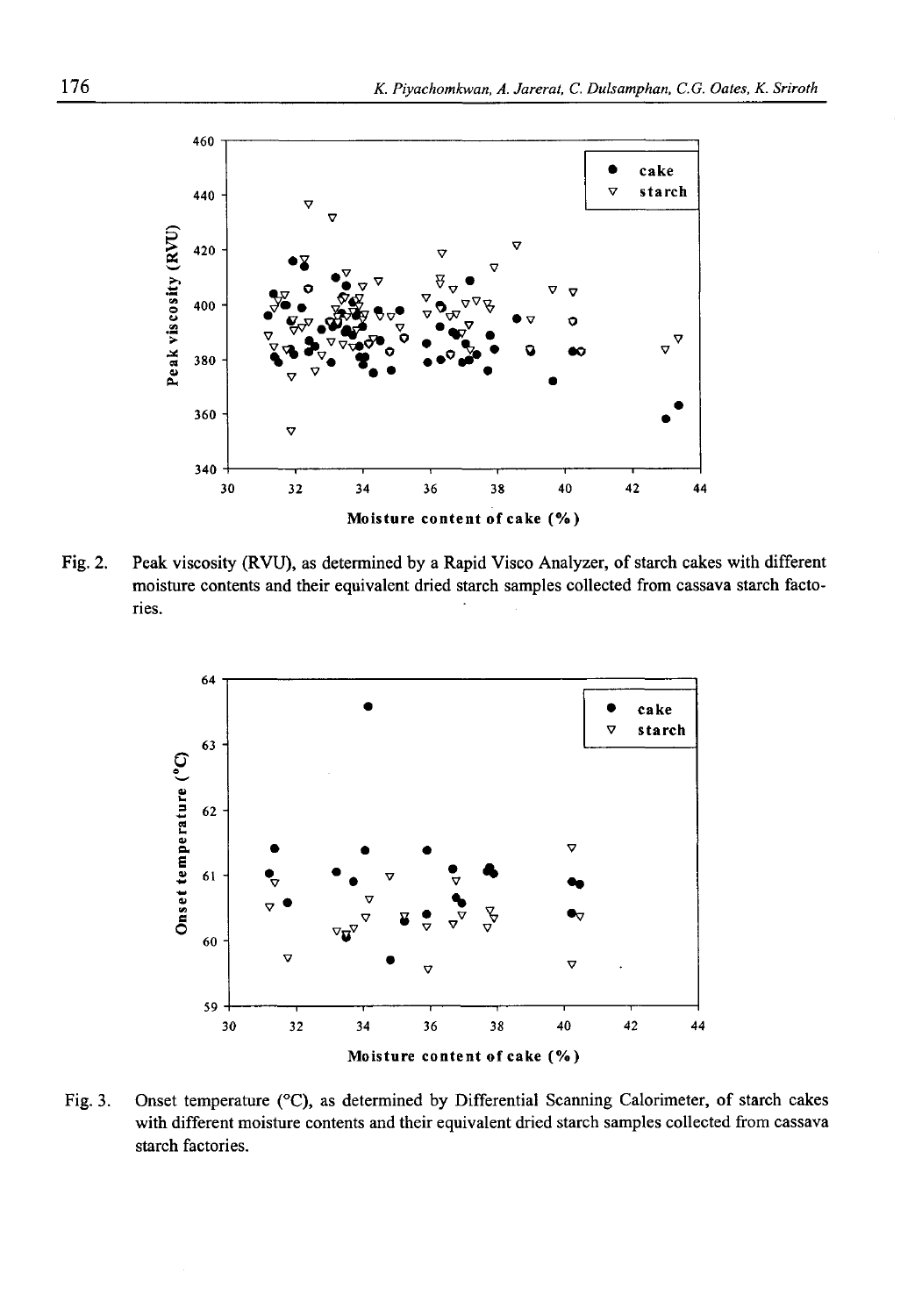Fig. 2. Peak viscosity (RVU), as determined by a Rapid Visco Analyzer, of starch cakes with different moisture contents and their equivalent dried starch samples collected from cassava starch factories.

Fig. 3. Onset temperature (°C), as determined by Differential Scanning Calorimeter, of starch cakes with different moisture contents and their equivalent dried starch samples collected from cassava starch factories.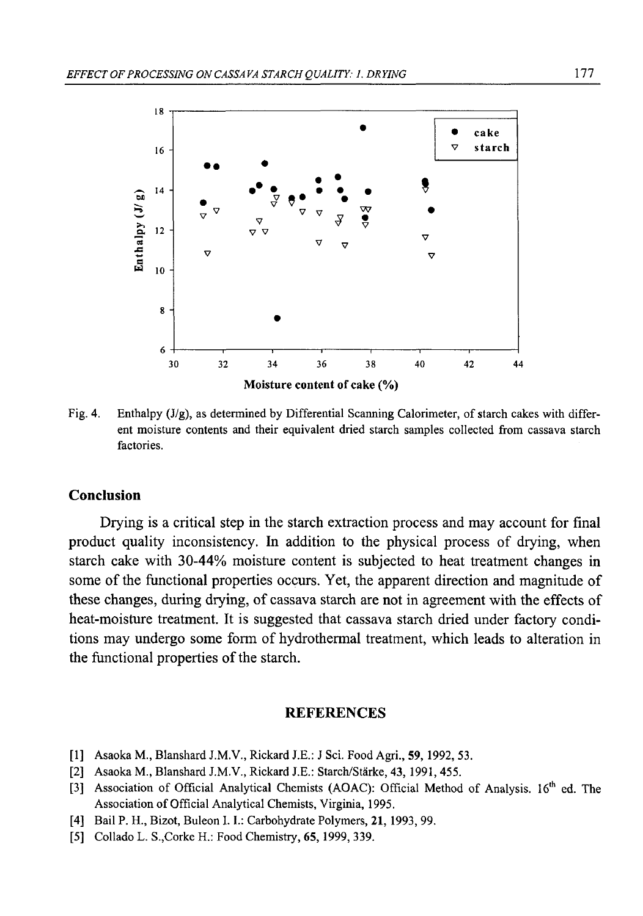Fig. 4. Enthalpy (J/g), as determined by Differential Scanning Calorimeter, of starch cakes with different moisture contents and their equivalent dried starch samples collected from cassava starch factories.

## Conclusion

Drying is a critical step in the starch extraction process and may account for final product quality inconsistency. In addition to the physical process of drying, when starch cake with 30-44% moisture content is subjected to heat treatment changes in some of the functional properties occurs. Yet, the apparent direction and magnitude of these changes, during drying, of cassava starch are not in agreement with the effects of heat-moisture treatment. It is suggested that cassava starch dried under factory conditions may undergo some form of hydrothermal treatment, which leads to alteration in the functional properties of the starch.

## REFERENCES

[1] Asaoka M., Blanshard J.M.V., Rickard J.E.: J Sci. Food Agri., **59**, 1992, 53.

[2] Asaoka M., Blanshard J.M.V., Rickard J.E.: Starch/Stärke, **43**, 1991, 455.

[3] Association of Official Analytical Chemists (AOAC): Official Method of Analysis. 16th ed. The Association of Official Analytical Chemists, Virginia, 1995.

[4] Bail P. H., Bizot, Buleon I. I.: Carbohydrate Polymers, **21**, 1993, 99.

[5] Collado L. S.,Corke H.: Food Chemistry, **65**, 1999, 339.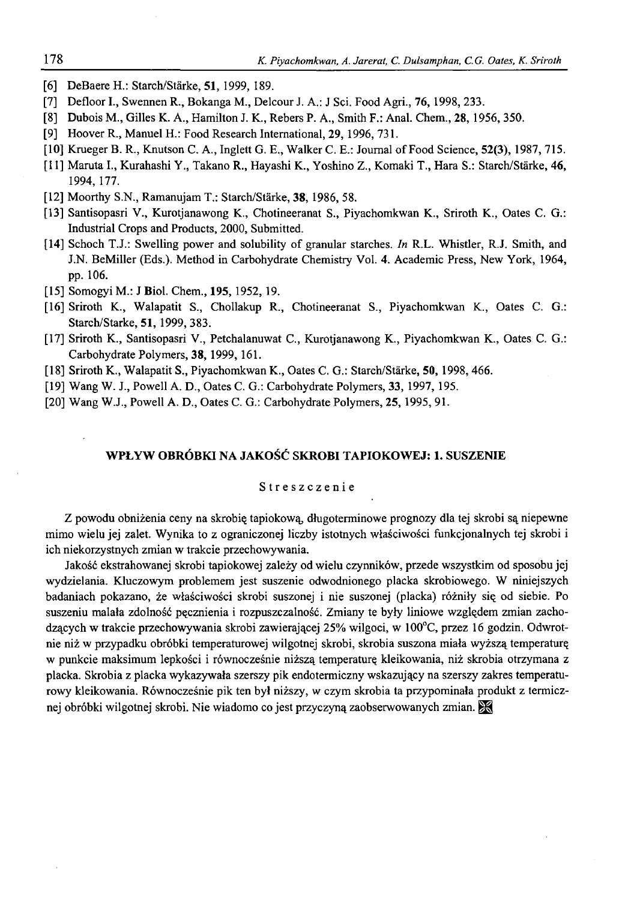[6] DeBaere H.: Starch/Stärke, **51**, 1999, 189.

[7] Defloor I., Swennen R., Bokanga M., Delcour J. A.: J Sci. Food Agri., **76**, 1998, 233.

[8] Dubois M., Gilles K. A., Hamilton J. K., Rebers P. A., Smith F.: Anal. Chem., **28**, 1956, 350.

[9] Hoover R., Manuel H.: Food Research International, **29**, 1996, 731.

[10] Krueger B. R., Knutson C. A., Inglett G. E., Walker C. E.: Journal of Food Science, **52(3)**, 1987, 715.

[11] Maruta I., Kurahashi Y., Takano R., Hayashi K., Yoshino Z., Komaki T., Hara S.: Starch/Stärke, **46**, 1994, 177.

[12] Moorthy S.N., Ramanujam T.: Starch/Stärke, **38**, 1986, 58.

[13] Santisopasri V., Kurotjanawong K., Chotineeranat S., Piyachomkwan K., Sriroth K., Oates C. G.: Industrial Crops and Products, 2000, Submitted.

[14] Schoch T.J.: Swelling power and solubility of granular starches. *In* R.L. Whistler, R.J. Smith, and J.N. BeMiller (Eds.). Method in Carbohydrate Chemistry Vol. **4**. Academic Press, New York, 1964, pp. 106.

[15] Somogyi M.: J Biol. Chem., **195**, 1952, 19.

[16] Sriroth K., Walapatit S., Chollakup R., Chotineeranat S., Piyachomkwan K., Oates C. G.: Starch/Starke, **51**, 1999, 383.

[17] Sriroth K., Santisopasri V., Petchalanuwat C., Kurotjanawong K., Piyachomkwan K., Oates C. G.: Carbohydrate Polymers, **38**, 1999, 161.

[18] Sriroth K., Walapatit S., Piyachomkwan K., Oates C. G.: Starch/Stärke, **50**, 1998, 466.

[19] Wang W. J., Powell A. D., Oates C. G.: Carbohydrate Polymers, **33**, 1997, 195.

[20] Wang W.J., Powell A. D., Oates C. G.: Carbohydrate Polymers, **25**, 1995, 91.

## WPŁYW OBRÓBKI NA JAKOŚĆ SKROBI TAPIOKOWEJ: 1. SUSZENIE

### Streszczenie

Z powodu obniżenia ceny na skrobię tapiokową, długoterminowe prognozy dla tej skrobi są niepewne mimo wielu jej zalet. Wynika to z ograniczonej liczby istotnych właściwości funkcjonalnych tej skrobi i ich niekorzystnych zmian w trakcie przechowywania.

Jakość ekstrahowanej skrobi tapiokowej zależy od wielu czynników, przede wszystkim od sposobu jej wydzielania. Kluczowym problemem jest suszenie odwodnionego placka skrobiowego. W niniejszych badaniach pokazano, że właściwości skrobi suszonej i nie suszonej (placka) różniły się od siebie. Po suszeniu malała zdolność pęcznienia i rozpuszczalność. Zmiany te były liniowe względem zmian zachodzących w trakcie przechowywania skrobi zawierającej 25% wilgoci, w 100°C, przez 16 godzin. Odwrotnie niż w przypadku obróbki temperaturowej wilgotnej skrobi, skrobia suszona miała wyższą temperaturę w punkcie maksimum lepkości i równocześnie niższą temperaturę kleikowania, niż skrobia otrzymana z placka. Skrobia z placka wykazywała szerszy pik endotermiczny wskazujący na szerszy zakres temperaturowy kleikowania. Równocześnie pik ten był niższy, w czym skrobia ta przypominała produkt z termicznej obróbki wilgotnej skrobi. Nie wiadomo co jest przyczyną zaobserwowanych zmian.